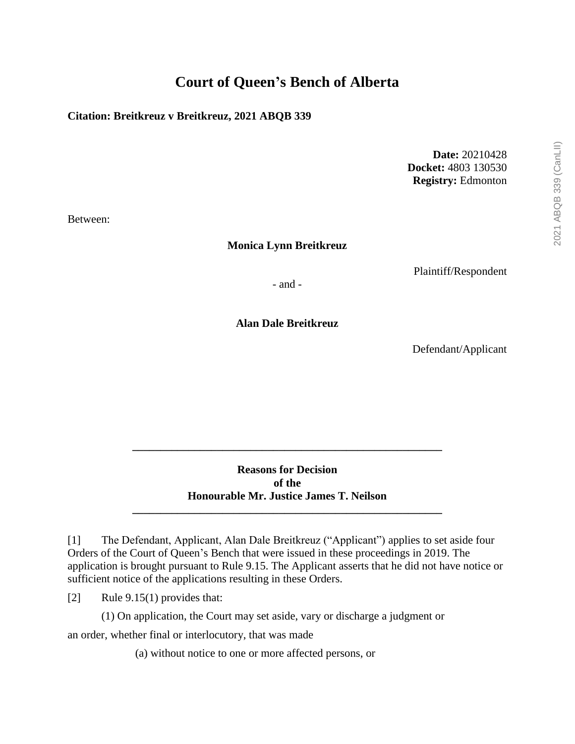# Court of Queen's Bench of Alberta

**Citation: Breitkreuz v Breitkreuz, 2021 ABQB 339**

**Date:** 20210428
**Docket:** 4803 130530
**Registry:** Edmonton

Between:

**Monica Lynn Breitkreuz**

Plaintiff/Respondent

- and -

**Alan Dale Breitkreuz**

Defendant/Applicant

---

**Reasons for Decision**
**of the**
**Honourable Mr. Justice James T. Neilson**

---

[1] The Defendant, Applicant, Alan Dale Breitkreuz ("Applicant") applies to set aside four Orders of the Court of Queen's Bench that were issued in these proceedings in 2019. The application is brought pursuant to Rule 9.15. The Applicant asserts that he did not have notice or sufficient notice of the applications resulting in these Orders.

[2] Rule 9.15(1) provides that:

(1) On application, the Court may set aside, vary or discharge a judgment or an order, whether final or interlocutory, that was made

(a) without notice to one or more affected persons, or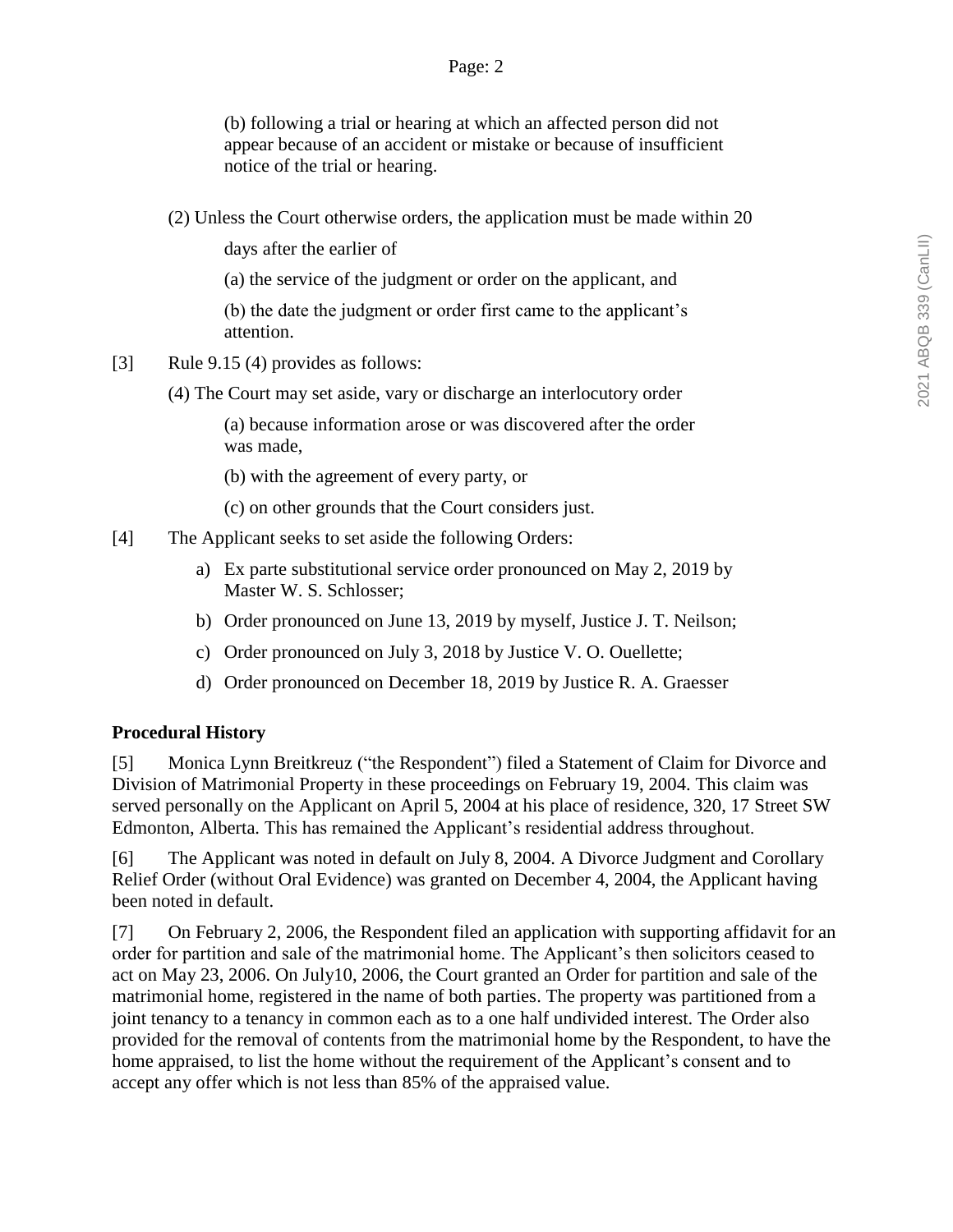(b) following a trial or hearing at which an affected person did not appear because of an accident or mistake or because of insufficient notice of the trial or hearing.

(2) Unless the Court otherwise orders, the application must be made within 20 days after the earlier of

(a) the service of the judgment or order on the applicant, and

(b) the date the judgment or order first came to the applicant's attention.

[3] Rule 9.15 (4) provides as follows:

(4) The Court may set aside, vary or discharge an interlocutory order

(a) because information arose or was discovered after the order was made,

(b) with the agreement of every party, or

(c) on other grounds that the Court considers just.

[4] The Applicant seeks to set aside the following Orders:

a) Ex parte substitutional service order pronounced on May 2, 2019 by Master W. S. Schlosser;

b) Order pronounced on June 13, 2019 by myself, Justice J. T. Neilson;

c) Order pronounced on July 3, 2018 by Justice V. O. Ouellette;

d) Order pronounced on December 18, 2019 by Justice R. A. Graesser

**Procedural History**

[5] Monica Lynn Breitkreuz ("the Respondent") filed a Statement of Claim for Divorce and Division of Matrimonial Property in these proceedings on February 19, 2004. This claim was served personally on the Applicant on April 5, 2004 at his place of residence, 320, 17 Street SW Edmonton, Alberta. This has remained the Applicant's residential address throughout.

[6] The Applicant was noted in default on July 8, 2004. A Divorce Judgment and Corollary Relief Order (without Oral Evidence) was granted on December 4, 2004, the Applicant having been noted in default.

[7] On February 2, 2006, the Respondent filed an application with supporting affidavit for an order for partition and sale of the matrimonial home. The Applicant's then solicitors ceased to act on May 23, 2006. On July10, 2006, the Court granted an Order for partition and sale of the matrimonial home, registered in the name of both parties. The property was partitioned from a joint tenancy to a tenancy in common each as to a one half undivided interest. The Order also provided for the removal of contents from the matrimonial home by the Respondent, to have the home appraised, to list the home without the requirement of the Applicant's consent and to accept any offer which is not less than 85% of the appraised value.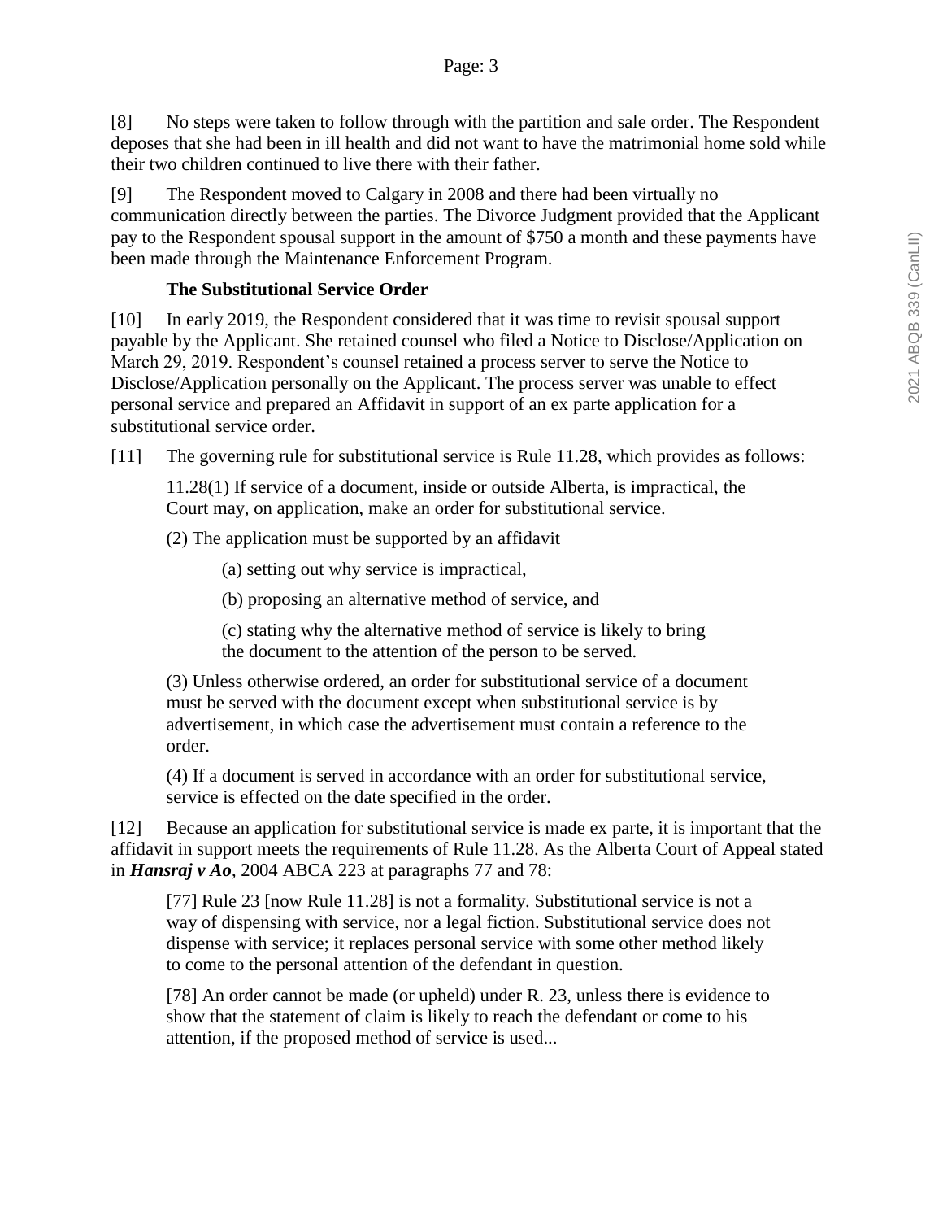[8] No steps were taken to follow through with the partition and sale order. The Respondent deposes that she had been in ill health and did not want to have the matrimonial home sold while their two children continued to live there with their father.

[9] The Respondent moved to Calgary in 2008 and there had been virtually no communication directly between the parties. The Divorce Judgment provided that the Applicant pay to the Respondent spousal support in the amount of $750 a month and these payments have been made through the Maintenance Enforcement Program.

**The Substitutional Service Order**

[10] In early 2019, the Respondent considered that it was time to revisit spousal support payable by the Applicant. She retained counsel who filed a Notice to Disclose/Application on March 29, 2019. Respondent's counsel retained a process server to serve the Notice to Disclose/Application personally on the Applicant. The process server was unable to effect personal service and prepared an Affidavit in support of an ex parte application for a substitutional service order.

[11] The governing rule for substitutional service is Rule 11.28, which provides as follows:

> 11.28(1) If service of a document, inside or outside Alberta, is impractical, the Court may, on application, make an order for substitutional service.
>
> (2) The application must be supported by an affidavit
>
> > (a) setting out why service is impractical,
> >
> > (b) proposing an alternative method of service, and
> >
> > (c) stating why the alternative method of service is likely to bring the document to the attention of the person to be served.
>
> (3) Unless otherwise ordered, an order for substitutional service of a document must be served with the document except when substitutional service is by advertisement, in which case the advertisement must contain a reference to the order.
>
> (4) If a document is served in accordance with an order for substitutional service, service is effected on the date specified in the order.

[12] Because an application for substitutional service is made ex parte, it is important that the affidavit in support meets the requirements of Rule 11.28. As the Alberta Court of Appeal stated in ***Hansraj v Ao***, 2004 ABCA 223 at paragraphs 77 and 78:

> [77] Rule 23 [now Rule 11.28] is not a formality. Substitutional service is not a way of dispensing with service, nor a legal fiction. Substitutional service does not dispense with service; it replaces personal service with some other method likely to come to the personal attention of the defendant in question.
>
> [78] An order cannot be made (or upheld) under R. 23, unless there is evidence to show that the statement of claim is likely to reach the defendant or come to his attention, if the proposed method of service is used...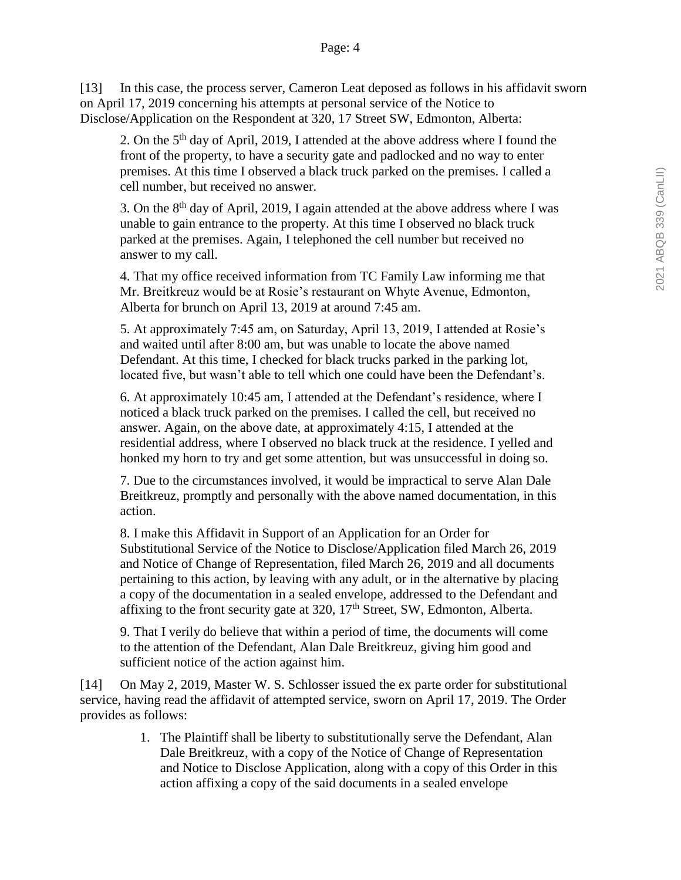[13] In this case, the process server, Cameron Leat deposed as follows in his affidavit sworn on April 17, 2019 concerning his attempts at personal service of the Notice to Disclose/Application on the Respondent at 320, 17 Street SW, Edmonton, Alberta:

> 2. On the 5th day of April, 2019, I attended at the above address where I found the front of the property, to have a security gate and padlocked and no way to enter premises. At this time I observed a black truck parked on the premises. I called a cell number, but received no answer.
>
> 3. On the 8th day of April, 2019, I again attended at the above address where I was unable to gain entrance to the property. At this time I observed no black truck parked at the premises. Again, I telephoned the cell number but received no answer to my call.
>
> 4. That my office received information from TC Family Law informing me that Mr. Breitkreuz would be at Rosie's restaurant on Whyte Avenue, Edmonton, Alberta for brunch on April 13, 2019 at around 7:45 am.
>
> 5. At approximately 7:45 am, on Saturday, April 13, 2019, I attended at Rosie's and waited until after 8:00 am, but was unable to locate the above named Defendant. At this time, I checked for black trucks parked in the parking lot, located five, but wasn't able to tell which one could have been the Defendant's.
>
> 6. At approximately 10:45 am, I attended at the Defendant's residence, where I noticed a black truck parked on the premises. I called the cell, but received no answer. Again, on the above date, at approximately 4:15, I attended at the residential address, where I observed no black truck at the residence. I yelled and honked my horn to try and get some attention, but was unsuccessful in doing so.
>
> 7. Due to the circumstances involved, it would be impractical to serve Alan Dale Breitkreuz, promptly and personally with the above named documentation, in this action.
>
> 8. I make this Affidavit in Support of an Application for an Order for Substitutional Service of the Notice to Disclose/Application filed March 26, 2019 and Notice of Change of Representation, filed March 26, 2019 and all documents pertaining to this action, by leaving with any adult, or in the alternative by placing a copy of the documentation in a sealed envelope, addressed to the Defendant and affixing to the front security gate at 320, 17th Street, SW, Edmonton, Alberta.
>
> 9. That I verily do believe that within a period of time, the documents will come to the attention of the Defendant, Alan Dale Breitkreuz, giving him good and sufficient notice of the action against him.

[14] On May 2, 2019, Master W. S. Schlosser issued the ex parte order for substitutional service, having read the affidavit of attempted service, sworn on April 17, 2019. The Order provides as follows:

> 1. The Plaintiff shall be liberty to substitutionally serve the Defendant, Alan Dale Breitkreuz, with a copy of the Notice of Change of Representation and Notice to Disclose Application, along with a copy of this Order in this action affixing a copy of the said documents in a sealed envelope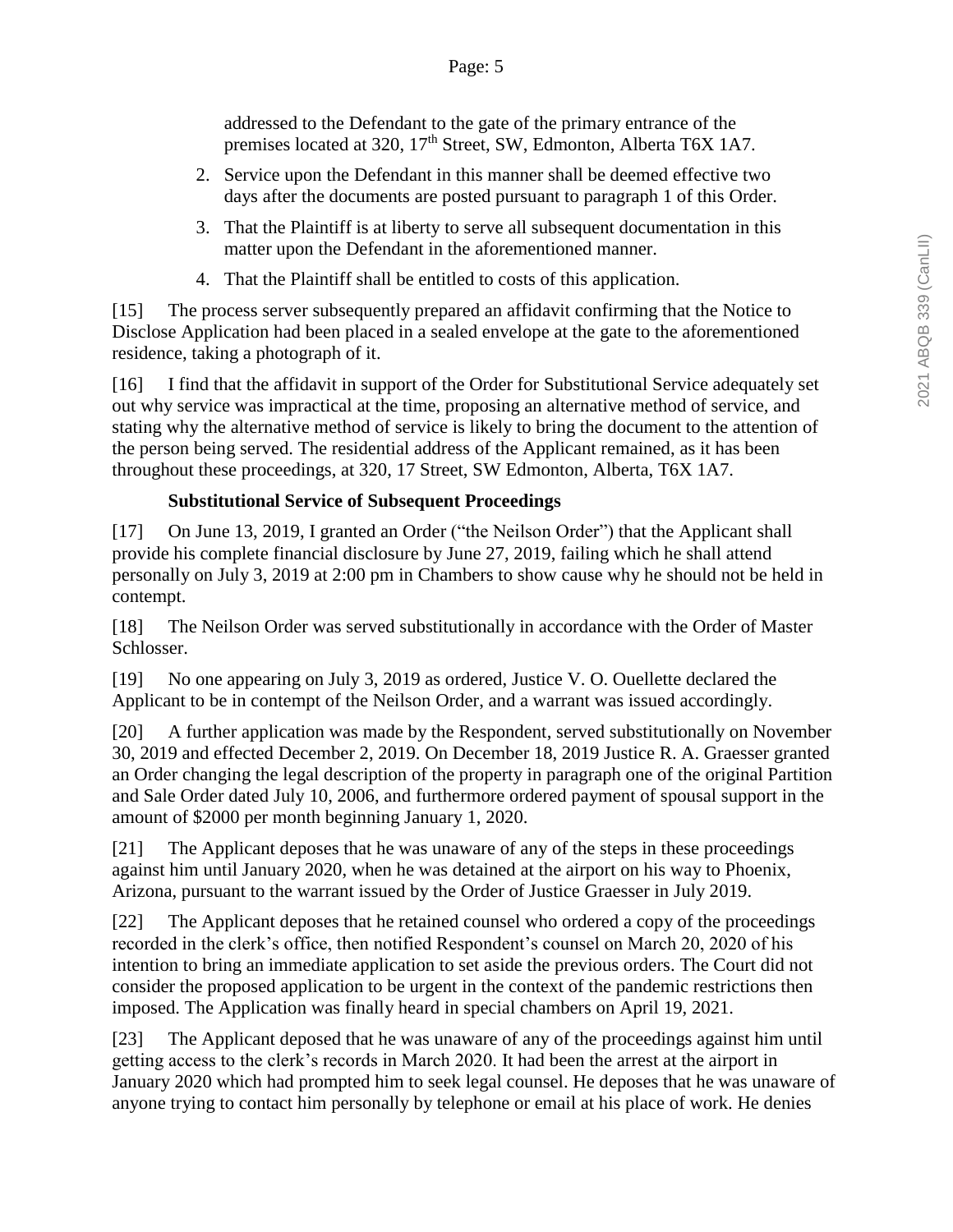addressed to the Defendant to the gate of the primary entrance of the premises located at 320, 17th Street, SW, Edmonton, Alberta T6X 1A7.

2. Service upon the Defendant in this manner shall be deemed effective two days after the documents are posted pursuant to paragraph 1 of this Order.
3. That the Plaintiff is at liberty to serve all subsequent documentation in this matter upon the Defendant in the aforementioned manner.
4. That the Plaintiff shall be entitled to costs of this application.

[15] The process server subsequently prepared an affidavit confirming that the Notice to Disclose Application had been placed in a sealed envelope at the gate to the aforementioned residence, taking a photograph of it.

[16] I find that the affidavit in support of the Order for Substitutional Service adequately set out why service was impractical at the time, proposing an alternative method of service, and stating why the alternative method of service is likely to bring the document to the attention of the person being served. The residential address of the Applicant remained, as it has been throughout these proceedings, at 320, 17 Street, SW Edmonton, Alberta, T6X 1A7.

**Substitutional Service of Subsequent Proceedings**

[17] On June 13, 2019, I granted an Order ("the Neilson Order") that the Applicant shall provide his complete financial disclosure by June 27, 2019, failing which he shall attend personally on July 3, 2019 at 2:00 pm in Chambers to show cause why he should not be held in contempt.

[18] The Neilson Order was served substitutionally in accordance with the Order of Master Schlosser.

[19] No one appearing on July 3, 2019 as ordered, Justice V. O. Ouellette declared the Applicant to be in contempt of the Neilson Order, and a warrant was issued accordingly.

[20] A further application was made by the Respondent, served substitutionally on November 30, 2019 and effected December 2, 2019. On December 18, 2019 Justice R. A. Graesser granted an Order changing the legal description of the property in paragraph one of the original Partition and Sale Order dated July 10, 2006, and furthermore ordered payment of spousal support in the amount of $2000 per month beginning January 1, 2020.

[21] The Applicant deposes that he was unaware of any of the steps in these proceedings against him until January 2020, when he was detained at the airport on his way to Phoenix, Arizona, pursuant to the warrant issued by the Order of Justice Graesser in July 2019.

[22] The Applicant deposes that he retained counsel who ordered a copy of the proceedings recorded in the clerk's office, then notified Respondent's counsel on March 20, 2020 of his intention to bring an immediate application to set aside the previous orders. The Court did not consider the proposed application to be urgent in the context of the pandemic restrictions then imposed. The Application was finally heard in special chambers on April 19, 2021.

[23] The Applicant deposed that he was unaware of any of the proceedings against him until getting access to the clerk's records in March 2020. It had been the arrest at the airport in January 2020 which had prompted him to seek legal counsel. He deposes that he was unaware of anyone trying to contact him personally by telephone or email at his place of work. He denies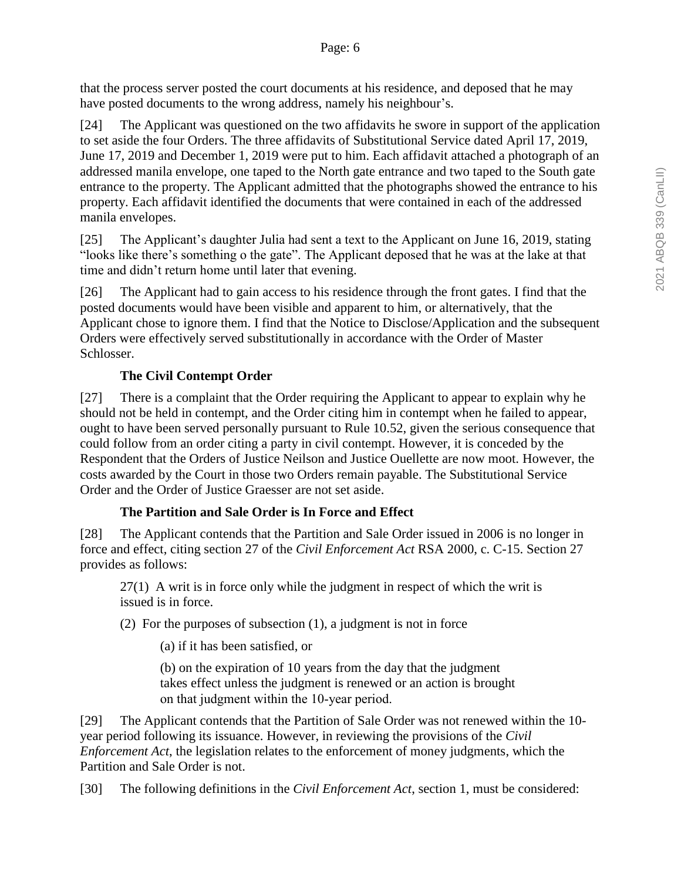that the process server posted the court documents at his residence, and deposed that he may have posted documents to the wrong address, namely his neighbour's.

[24] The Applicant was questioned on the two affidavits he swore in support of the application to set aside the four Orders. The three affidavits of Substitutional Service dated April 17, 2019, June 17, 2019 and December 1, 2019 were put to him. Each affidavit attached a photograph of an addressed manila envelope, one taped to the North gate entrance and two taped to the South gate entrance to the property. The Applicant admitted that the photographs showed the entrance to his property. Each affidavit identified the documents that were contained in each of the addressed manila envelopes.

[25] The Applicant's daughter Julia had sent a text to the Applicant on June 16, 2019, stating "looks like there's something o the gate". The Applicant deposed that he was at the lake at that time and didn't return home until later that evening.

[26] The Applicant had to gain access to his residence through the front gates. I find that the posted documents would have been visible and apparent to him, or alternatively, that the Applicant chose to ignore them. I find that the Notice to Disclose/Application and the subsequent Orders were effectively served substitutionally in accordance with the Order of Master Schlosser.

### The Civil Contempt Order

[27] There is a complaint that the Order requiring the Applicant to appear to explain why he should not be held in contempt, and the Order citing him in contempt when he failed to appear, ought to have been served personally pursuant to Rule 10.52, given the serious consequence that could follow from an order citing a party in civil contempt. However, it is conceded by the Respondent that the Orders of Justice Neilson and Justice Ouellette are now moot. However, the costs awarded by the Court in those two Orders remain payable. The Substitutional Service Order and the Order of Justice Graesser are not set aside.

### The Partition and Sale Order is In Force and Effect

[28] The Applicant contends that the Partition and Sale Order issued in 2006 is no longer in force and effect, citing section 27 of the *Civil Enforcement Act* RSA 2000, c. C-15. Section 27 provides as follows:

> 27(1) A writ is in force only while the judgment in respect of which the writ is issued is in force.
>
> (2) For the purposes of subsection (1), a judgment is not in force
>
> (a) if it has been satisfied, or
>
> (b) on the expiration of 10 years from the day that the judgment takes effect unless the judgment is renewed or an action is brought on that judgment within the 10-year period.

[29] The Applicant contends that the Partition of Sale Order was not renewed within the 10-year period following its issuance. However, in reviewing the provisions of the *Civil Enforcement Act*, the legislation relates to the enforcement of money judgments, which the Partition and Sale Order is not.

[30] The following definitions in the *Civil Enforcement Act*, section 1, must be considered: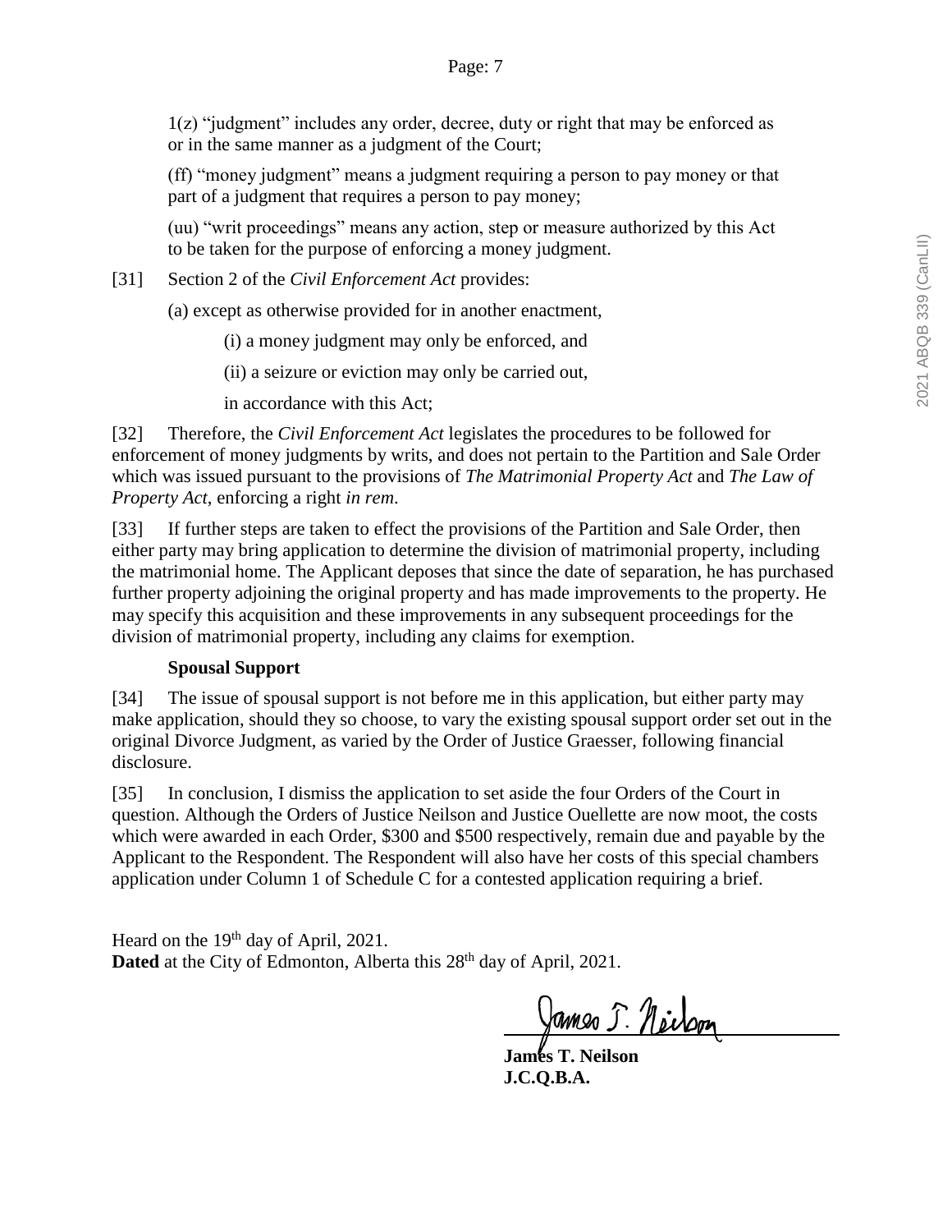1(z) "judgment" includes any order, decree, duty or right that may be enforced as or in the same manner as a judgment of the Court;

(ff) "money judgment" means a judgment requiring a person to pay money or that part of a judgment that requires a person to pay money;

(uu) "writ proceedings" means any action, step or measure authorized by this Act to be taken for the purpose of enforcing a money judgment.

[31] Section 2 of the *Civil Enforcement Act* provides:

(a) except as otherwise provided for in another enactment,

(i) a money judgment may only be enforced, and

(ii) a seizure or eviction may only be carried out,

in accordance with this Act;

[32] Therefore, the *Civil Enforcement Act* legislates the procedures to be followed for enforcement of money judgments by writs, and does not pertain to the Partition and Sale Order which was issued pursuant to the provisions of *The Matrimonial Property Act* and *The Law of Property Act*, enforcing a right *in rem*.

[33] If further steps are taken to effect the provisions of the Partition and Sale Order, then either party may bring application to determine the division of matrimonial property, including the matrimonial home. The Applicant deposes that since the date of separation, he has purchased further property adjoining the original property and has made improvements to the property. He may specify this acquisition and these improvements in any subsequent proceedings for the division of matrimonial property, including any claims for exemption.

**Spousal Support**

[34] The issue of spousal support is not before me in this application, but either party may make application, should they so choose, to vary the existing spousal support order set out in the original Divorce Judgment, as varied by the Order of Justice Graesser, following financial disclosure.

[35] In conclusion, I dismiss the application to set aside the four Orders of the Court in question. Although the Orders of Justice Neilson and Justice Ouellette are now moot, the costs which were awarded in each Order, \$300 and \$500 respectively, remain due and payable by the Applicant to the Respondent. The Respondent will also have her costs of this special chambers application under Column 1 of Schedule C for a contested application requiring a brief.

Heard on the 19th day of April, 2021.
**Dated** at the City of Edmonton, Alberta this 28th day of April, 2021.

**James T. Neilson**
**J.C.Q.B.A.**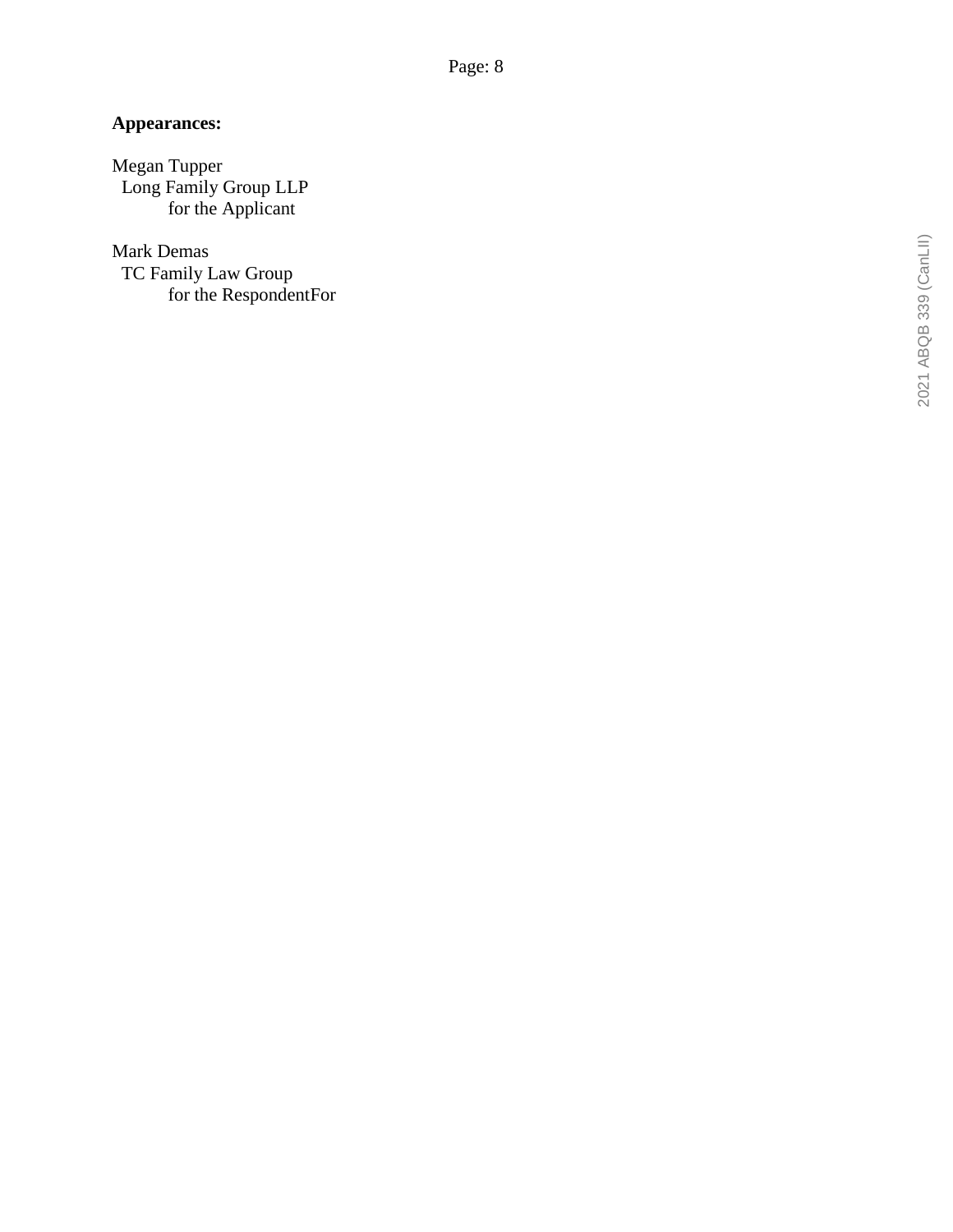**Appearances:**

Megan Tupper
Long Family Group LLP
for the Applicant

Mark Demas
TC Family Law Group
for the RespondentFor